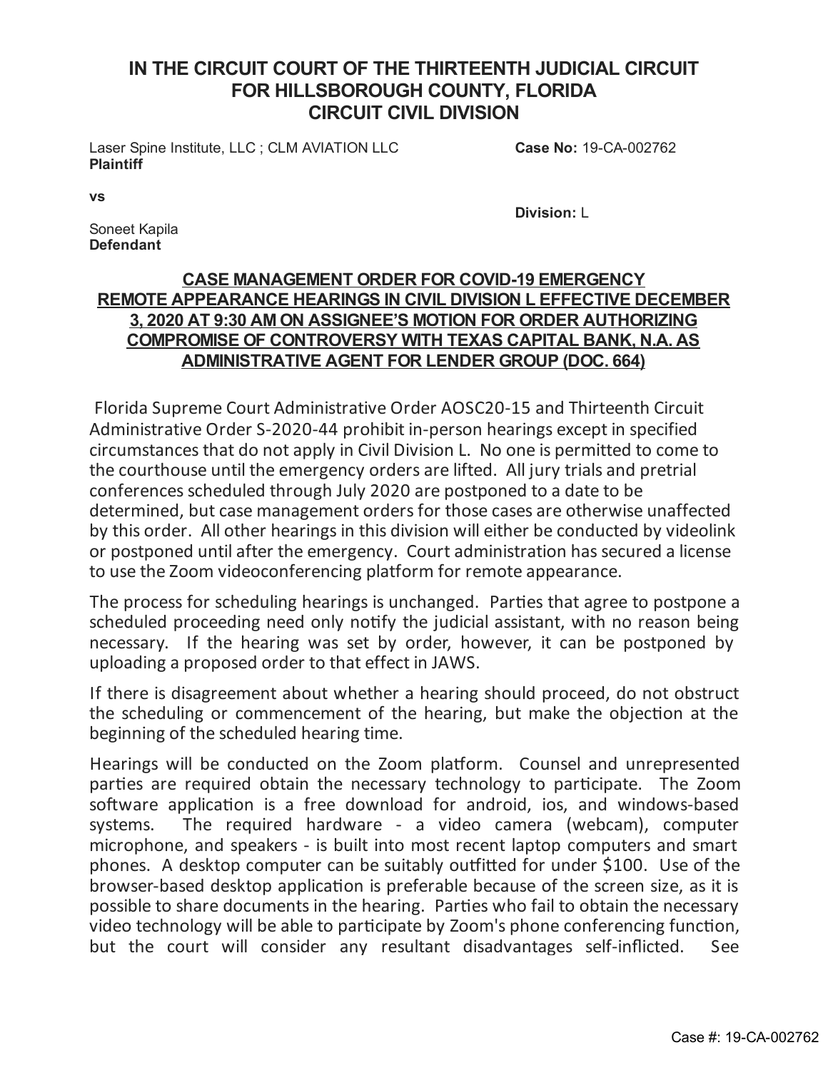# IN THE CIRCUIT COURT OF THE THIRTEENTH JUDICIAL CIRCUIT FOR HILLSBOROUGH COUNTY, FLORIDA CIRCUIT CIVIL DIVISION

Laser Spine Institute, LLC ; CLM AVIATION LLC
**Plaintiff**

**Case No:** 19-CA-002762

**vs**

**Division:** L

Soneet Kapila
**Defendant**

## CASE MANAGEMENT ORDER FOR COVID-19 EMERGENCY REMOTE APPEARANCE HEARINGS IN CIVIL DIVISION L EFFECTIVE DECEMBER 3, 2020 AT 9:30 AM ON ASSIGNEE'S MOTION FOR ORDER AUTHORIZING COMPROMISE OF CONTROVERSY WITH TEXAS CAPITAL BANK, N.A. AS ADMINISTRATIVE AGENT FOR LENDER GROUP (DOC. 664)

Florida Supreme Court Administrative Order AOSC20-15 and Thirteenth Circuit Administrative Order S-2020-44 prohibit in-person hearings except in specified circumstances that do not apply in Civil Division L. No one is permitted to come to the courthouse until the emergency orders are lifted. All jury trials and pretrial conferences scheduled through July 2020 are postponed to a date to be determined, but case management orders for those cases are otherwise unaffected by this order. All other hearings in this division will either be conducted by videolink or postponed until after the emergency. Court administration has secured a license to use the Zoom videoconferencing platform for remote appearance.

The process for scheduling hearings is unchanged. Parties that agree to postpone a scheduled proceeding need only notify the judicial assistant, with no reason being necessary. If the hearing was set by order, however, it can be postponed by uploading a proposed order to that effect in JAWS.

If there is disagreement about whether a hearing should proceed, do not obstruct the scheduling or commencement of the hearing, but make the objection at the beginning of the scheduled hearing time.

Hearings will be conducted on the Zoom platform. Counsel and unrepresented parties are required obtain the necessary technology to participate. The Zoom software application is a free download for android, ios, and windows-based systems. The required hardware - a video camera (webcam), computer microphone, and speakers - is built into most recent laptop computers and smart phones. A desktop computer can be suitably outfitted for under $100. Use of the browser-based desktop application is preferable because of the screen size, as it is possible to share documents in the hearing. Parties who fail to obtain the necessary video technology will be able to participate by Zoom's phone conferencing function, but the court will consider any resultant disadvantages self-inflicted. See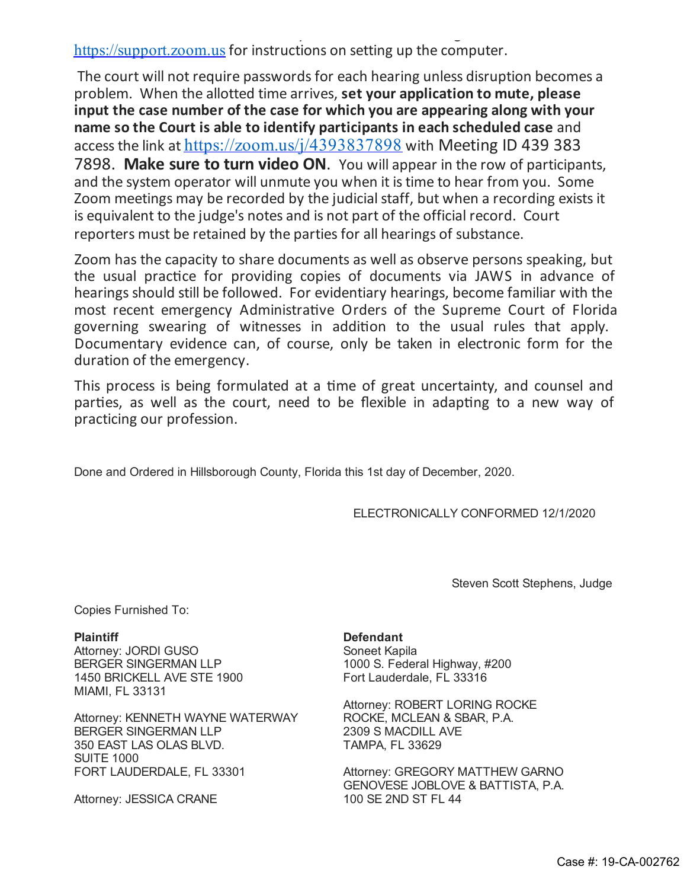https://support.zoom.us for instructions on setting up the computer.

The court will not require passwords for each hearing unless disruption becomes a problem. When the allotted time arrives, **set your application to mute, please input the case number of the case for which you are appearing along with your name so the Court is able to identify participants in each scheduled case** and access the link at https://zoom.us/j/4393837898 with Meeting ID 439 383 7898. **Make sure to turn video ON**. You will appear in the row of participants, and the system operator will unmute you when it is time to hear from you. Some Zoom meetings may be recorded by the judicial staff, but when a recording exists it is equivalent to the judge's notes and is not part of the official record. Court reporters must be retained by the parties for all hearings of substance.

Zoom has the capacity to share documents as well as observe persons speaking, but the usual practice for providing copies of documents via JAWS in advance of hearings should still be followed. For evidentiary hearings, become familiar with the most recent emergency Administrative Orders of the Supreme Court of Florida governing swearing of witnesses in addition to the usual rules that apply. Documentary evidence can, of course, only be taken in electronic form for the duration of the emergency.

This process is being formulated at a time of great uncertainty, and counsel and parties, as well as the court, need to be flexible in adapting to a new way of practicing our profession.

Done and Ordered in Hillsborough County, Florida this 1st day of December, 2020.

ELECTRONICALLY CONFORMED 12/1/2020

Steven Scott Stephens, Judge

Copies Furnished To:

**Plaintiff**
Attorney: JORDI GUSO
BERGER SINGERMAN LLP
1450 BRICKELL AVE STE 1900
MIAMI, FL 33131

Attorney: KENNETH WAYNE WATERWAY
BERGER SINGERMAN LLP
350 EAST LAS OLAS BLVD.
SUITE 1000
FORT LAUDERDALE, FL 33301

Attorney: JESSICA CRANE

**Defendant**
Soneet Kapila
1000 S. Federal Highway, #200
Fort Lauderdale, FL 33316

Attorney: ROBERT LORING ROCKE
ROCKE, MCLEAN & SBAR, P.A.
2309 S MACDILL AVE
TAMPA, FL 33629

Attorney: GREGORY MATTHEW GARNO
GENOVESE JOBLOVE & BATTISTA, P.A.
100 SE 2ND ST FL 44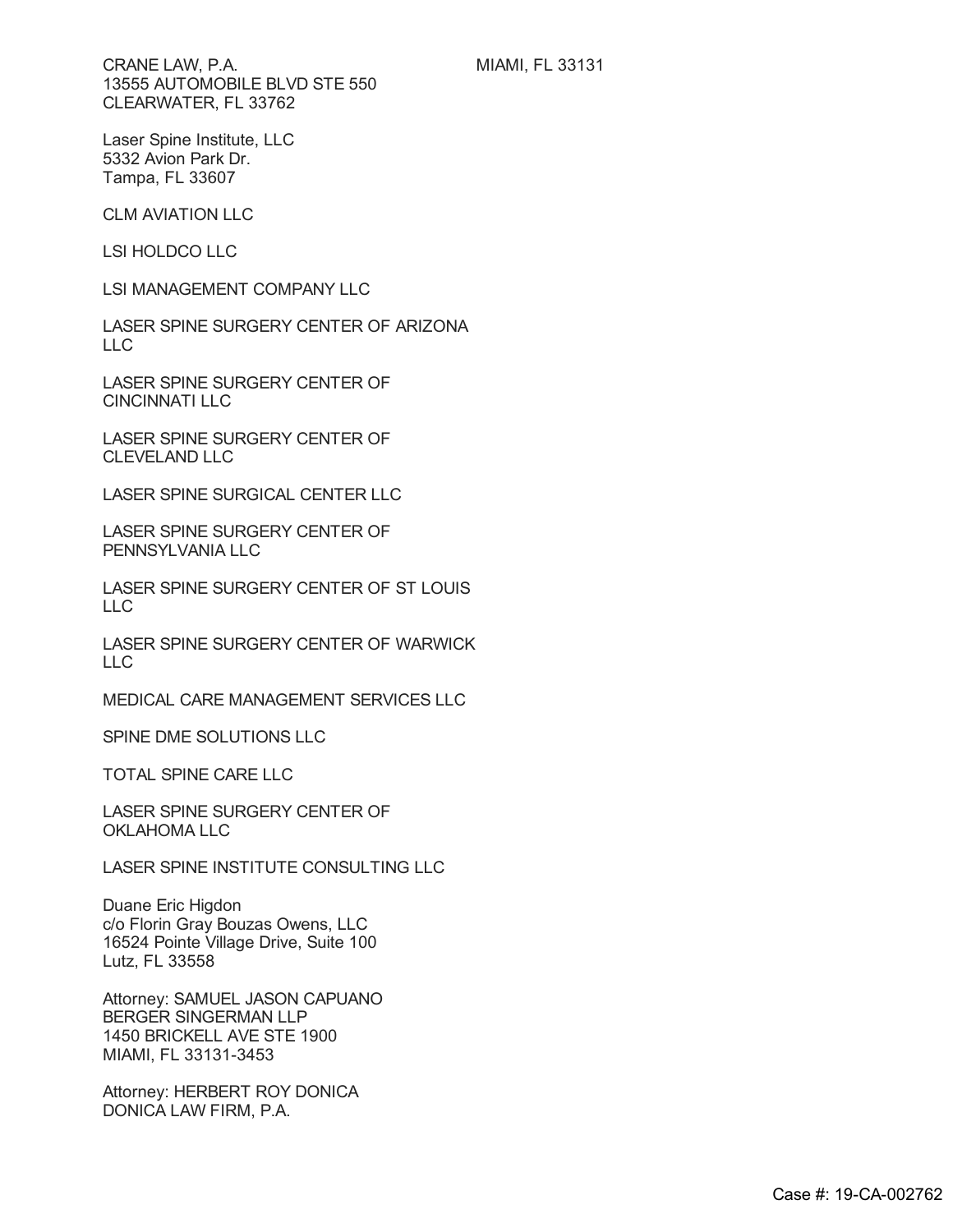CRANE LAW, P.A.
13555 AUTOMOBILE BLVD STE 550
CLEARWATER, FL 33762

MIAMI, FL 33131

Laser Spine Institute, LLC
5332 Avion Park Dr.
Tampa, FL 33607

CLM AVIATION LLC

LSI HOLDCO LLC

LSI MANAGEMENT COMPANY LLC

LASER SPINE SURGERY CENTER OF ARIZONA LLC

LASER SPINE SURGERY CENTER OF CINCINNATI LLC

LASER SPINE SURGERY CENTER OF CLEVELAND LLC

LASER SPINE SURGICAL CENTER LLC

LASER SPINE SURGERY CENTER OF PENNSYLVANIA LLC

LASER SPINE SURGERY CENTER OF ST LOUIS LLC

LASER SPINE SURGERY CENTER OF WARWICK LLC

MEDICAL CARE MANAGEMENT SERVICES LLC

SPINE DME SOLUTIONS LLC

TOTAL SPINE CARE LLC

LASER SPINE SURGERY CENTER OF OKLAHOMA LLC

LASER SPINE INSTITUTE CONSULTING LLC

Duane Eric Higdon
c/o Florin Gray Bouzas Owens, LLC
16524 Pointe Village Drive, Suite 100
Lutz, FL 33558

Attorney: SAMUEL JASON CAPUANO
BERGER SINGERMAN LLP
1450 BRICKELL AVE STE 1900
MIAMI, FL 33131-3453

Attorney: HERBERT ROY DONICA
DONICA LAW FIRM, P.A.

Case #: 19-CA-002762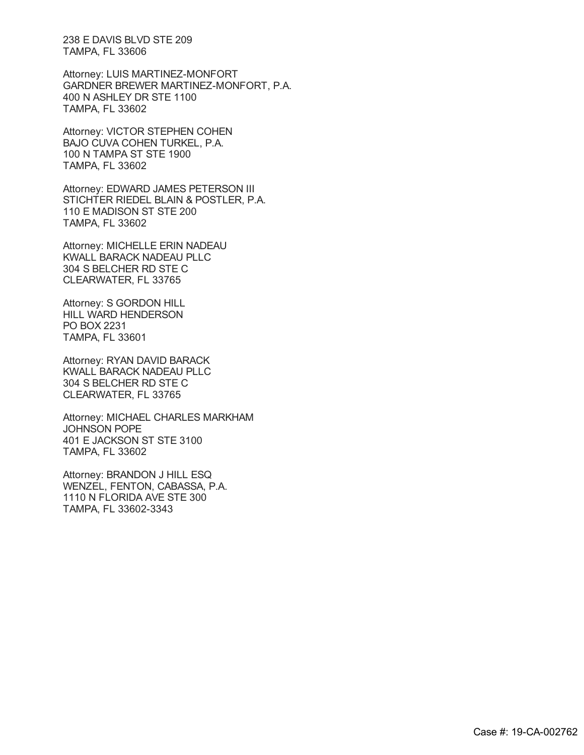238 E DAVIS BLVD STE 209
TAMPA, FL 33606

Attorney: LUIS MARTINEZ-MONFORT
GARDNER BREWER MARTINEZ-MONFORT, P.A.
400 N ASHLEY DR STE 1100
TAMPA, FL 33602

Attorney: VICTOR STEPHEN COHEN
BAJO CUVA COHEN TURKEL, P.A.
100 N TAMPA ST STE 1900
TAMPA, FL 33602

Attorney: EDWARD JAMES PETERSON III
STICHTER RIEDEL BLAIN & POSTLER, P.A.
110 E MADISON ST STE 200
TAMPA, FL 33602

Attorney: MICHELLE ERIN NADEAU
KWALL BARACK NADEAU PLLC
304 S BELCHER RD STE C
CLEARWATER, FL 33765

Attorney: S GORDON HILL
HILL WARD HENDERSON
PO BOX 2231
TAMPA, FL 33601

Attorney: RYAN DAVID BARACK
KWALL BARACK NADEAU PLLC
304 S BELCHER RD STE C
CLEARWATER, FL 33765

Attorney: MICHAEL CHARLES MARKHAM
JOHNSON POPE
401 E JACKSON ST STE 3100
TAMPA, FL 33602

Attorney: BRANDON J HILL ESQ
WENZEL, FENTON, CABASSA, P.A.
1110 N FLORIDA AVE STE 300
TAMPA, FL 33602-3343

Case #: 19-CA-002762